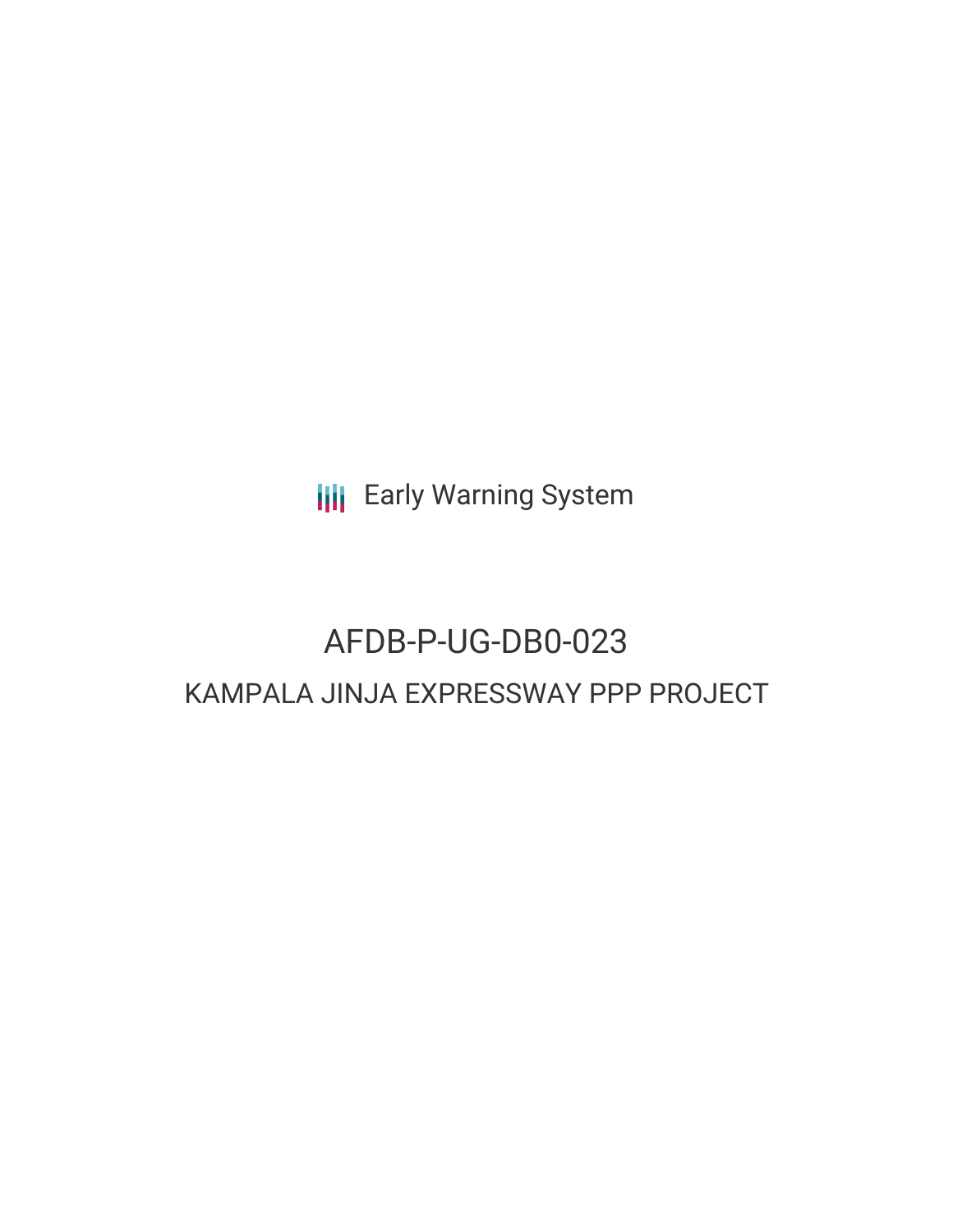Early Warning System

# AFDB-P-UG-DB0-023

## KAMPALA JINJA EXPRESSWAY PPP PROJECT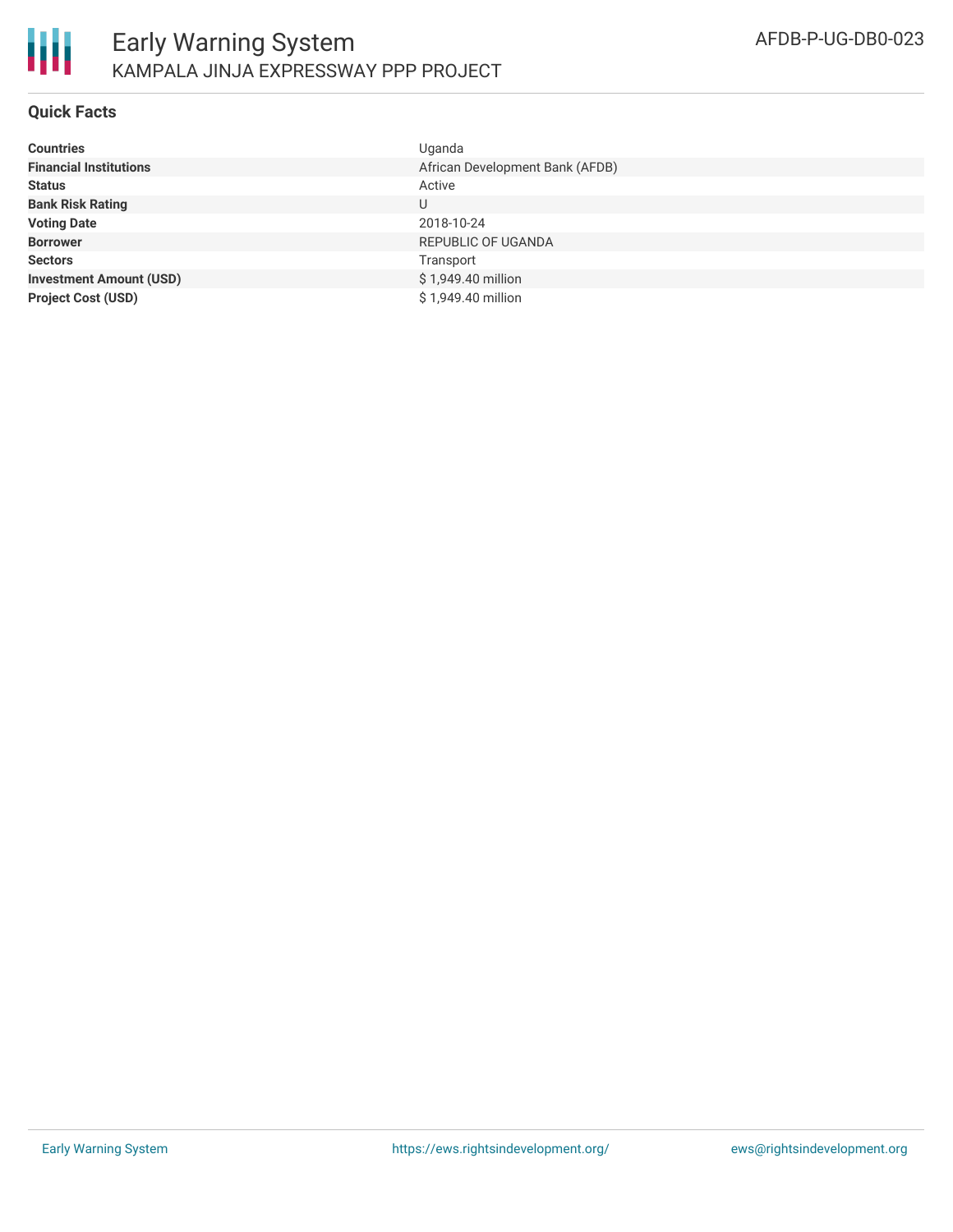# Early Warning System

## KAMPALA JINJA EXPRESSWAY PPP PROJECT

AFDB-P-UG-DB0-023

### Quick Facts

| | |
|---|---|
| **Countries** | Uganda |
| **Financial Institutions** | African Development Bank (AFDB) |
| **Status** | Active |
| **Bank Risk Rating** | U |
| **Voting Date** | 2018-10-24 |
| **Borrower** | REPUBLIC OF UGANDA |
| **Sectors** | Transport |
| **Investment Amount (USD)** | $ 1,949.40 million |
| **Project Cost (USD)** | $ 1,949.40 million |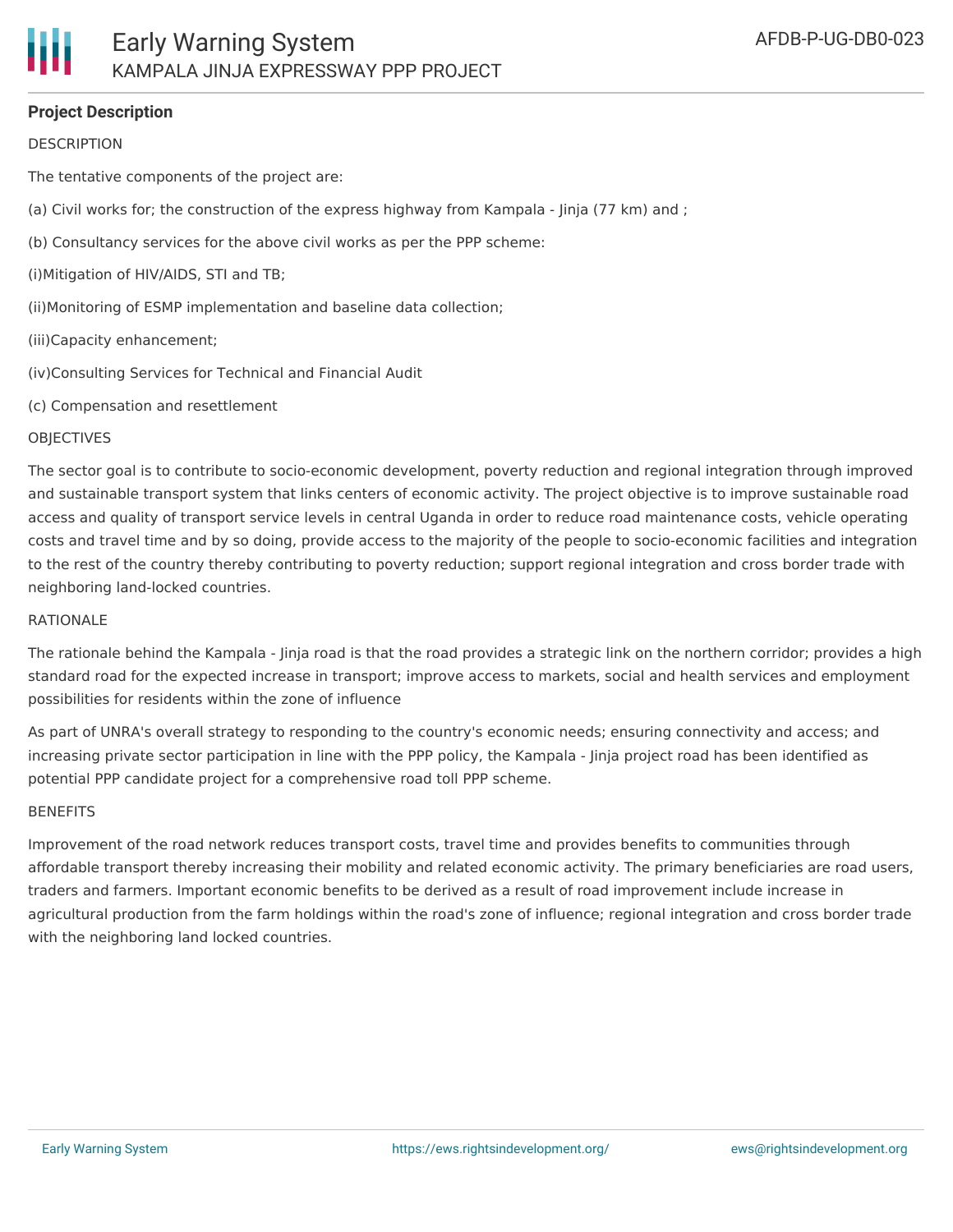**Project Description**

DESCRIPTION

The tentative components of the project are:

(a) Civil works for; the construction of the express highway from Kampala - Jinja (77 km) and ;

(b) Consultancy services for the above civil works as per the PPP scheme:

(i)Mitigation of HIV/AIDS, STI and TB;

(ii)Monitoring of ESMP implementation and baseline data collection;

(iii)Capacity enhancement;

(iv)Consulting Services for Technical and Financial Audit

(c) Compensation and resettlement

OBJECTIVES

The sector goal is to contribute to socio-economic development, poverty reduction and regional integration through improved and sustainable transport system that links centers of economic activity. The project objective is to improve sustainable road access and quality of transport service levels in central Uganda in order to reduce road maintenance costs, vehicle operating costs and travel time and by so doing, provide access to the majority of the people to socio-economic facilities and integration to the rest of the country thereby contributing to poverty reduction; support regional integration and cross border trade with neighboring land-locked countries.

RATIONALE

The rationale behind the Kampala - Jinja road is that the road provides a strategic link on the northern corridor; provides a high standard road for the expected increase in transport; improve access to markets, social and health services and employment possibilities for residents within the zone of influence

As part of UNRA's overall strategy to responding to the country's economic needs; ensuring connectivity and access; and increasing private sector participation in line with the PPP policy, the Kampala - Jinja project road has been identified as potential PPP candidate project for a comprehensive road toll PPP scheme.

BENEFITS

Improvement of the road network reduces transport costs, travel time and provides benefits to communities through affordable transport thereby increasing their mobility and related economic activity. The primary beneficiaries are road users, traders and farmers. Important economic benefits to be derived as a result of road improvement include increase in agricultural production from the farm holdings within the road's zone of influence; regional integration and cross border trade with the neighboring land locked countries.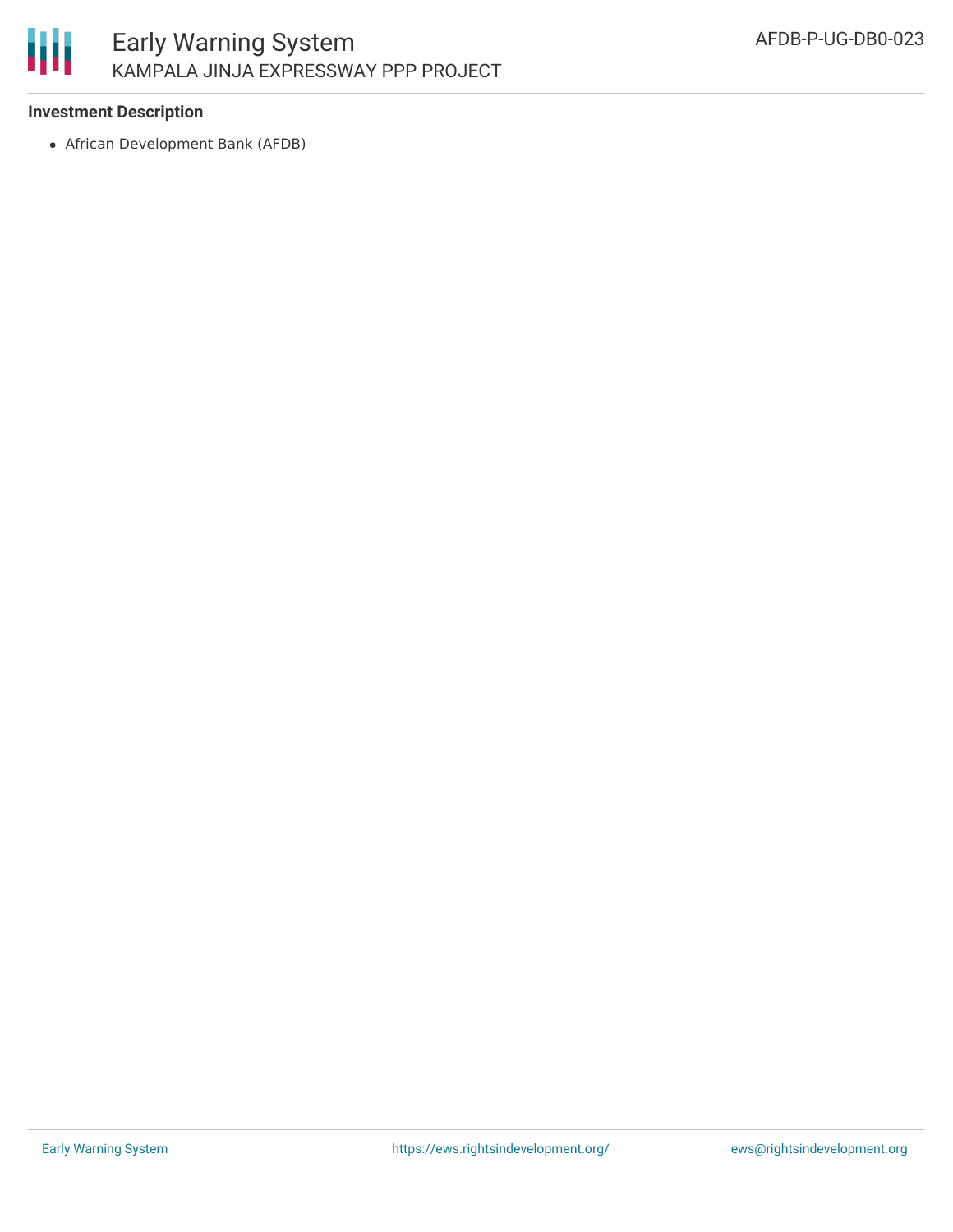### Investment Description

- African Development Bank (AFDB)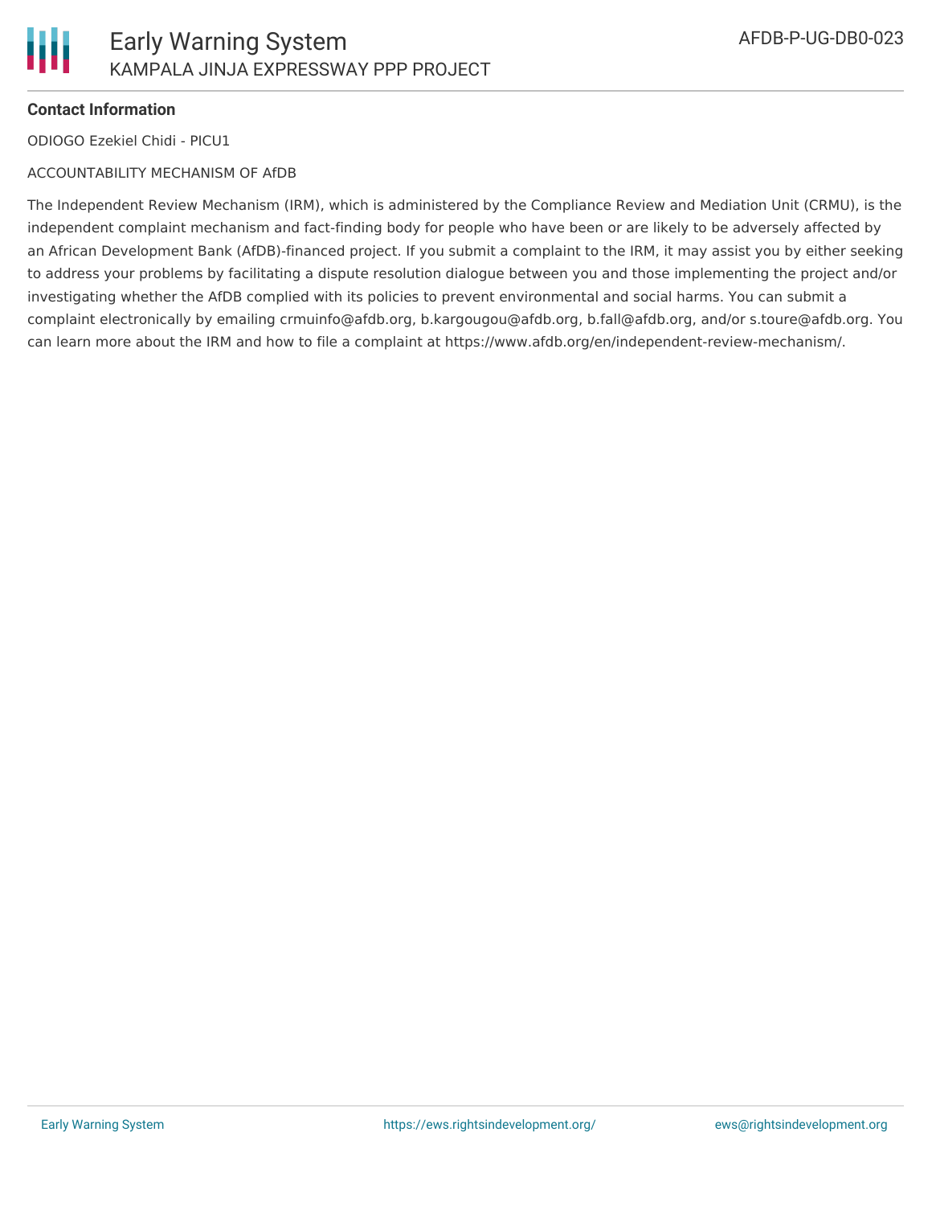**Contact Information**

ODIOGO Ezekiel Chidi - PICU1

ACCOUNTABILITY MECHANISM OF AfDB

The Independent Review Mechanism (IRM), which is administered by the Compliance Review and Mediation Unit (CRMU), is the independent complaint mechanism and fact-finding body for people who have been or are likely to be adversely affected by an African Development Bank (AfDB)-financed project. If you submit a complaint to the IRM, it may assist you by either seeking to address your problems by facilitating a dispute resolution dialogue between you and those implementing the project and/or investigating whether the AfDB complied with its policies to prevent environmental and social harms. You can submit a complaint electronically by emailing crmuinfo@afdb.org, b.kargougou@afdb.org, b.fall@afdb.org, and/or s.toure@afdb.org. You can learn more about the IRM and how to file a complaint at https://www.afdb.org/en/independent-review-mechanism/.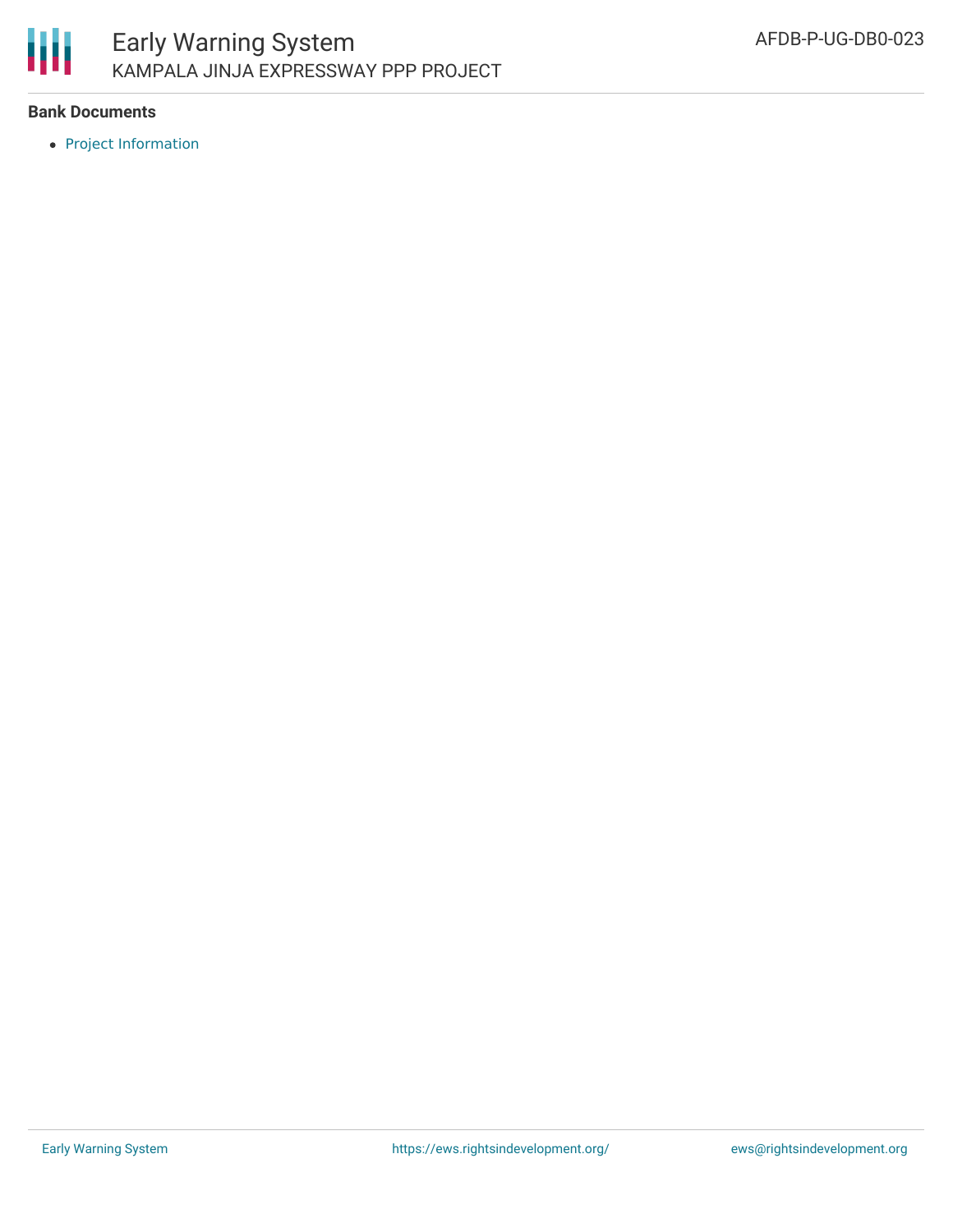**Bank Documents**

- Project Information